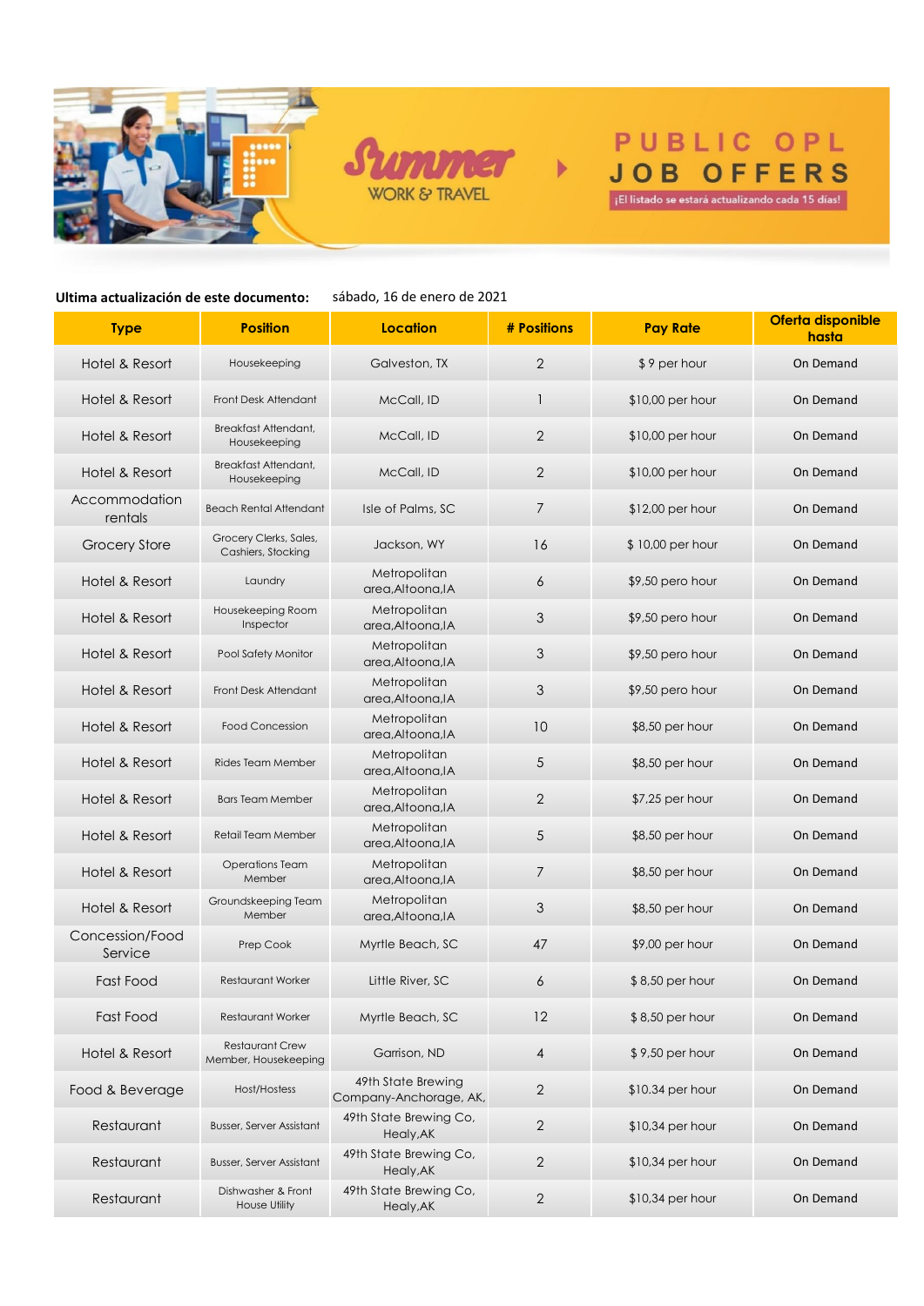# Summer WORK & TRAVEL

## PUBLIC OPL JOB OFFERS

¡El listado se estará actualizando cada 15 días!

**Ultima actualización de este documento:** sábado, 16 de enero de 2021

| Type | Position | Location | # Positions | Pay Rate | Oferta disponible hasta |
|---|---|---|---|---|---|
| Hotel & Resort | Housekeeping | Galveston, TX | 2 | $ 9 per hour | On Demand |
| Hotel & Resort | Front Desk Attendant | McCall, ID | 1 | $10,00 per hour | On Demand |
| Hotel & Resort | Breakfast Attendant, Housekeeping | McCall, ID | 2 | $10,00 per hour | On Demand |
| Hotel & Resort | Breakfast Attendant, Housekeeping | McCall, ID | 2 | $10,00 per hour | On Demand |
| Accommodation rentals | Beach Rental Attendant | Isle of Palms, SC | 7 | $12,00 per hour | On Demand |
| Grocery Store | Grocery Clerks, Sales, Cashiers, Stocking | Jackson, WY | 16 | $ 10,00 per hour | On Demand |
| Hotel & Resort | Laundry | Metropolitan area,Altoona,IA | 6 | $9,50 pero hour | On Demand |
| Hotel & Resort | Housekeeping Room Inspector | Metropolitan area,Altoona,IA | 3 | $9,50 pero hour | On Demand |
| Hotel & Resort | Pool Safety Monitor | Metropolitan area,Altoona,IA | 3 | $9,50 pero hour | On Demand |
| Hotel & Resort | Front Desk Attendant | Metropolitan area,Altoona,IA | 3 | $9,50 pero hour | On Demand |
| Hotel & Resort | Food Concession | Metropolitan area,Altoona,IA | 10 | $8,50 per hour | On Demand |
| Hotel & Resort | Rides Team Member | Metropolitan area,Altoona,IA | 5 | $8,50 per hour | On Demand |
| Hotel & Resort | Bars Team Member | Metropolitan area,Altoona,IA | 2 | $7,25 per hour | On Demand |
| Hotel & Resort | Retail Team Member | Metropolitan area,Altoona,IA | 5 | $8,50 per hour | On Demand |
| Hotel & Resort | Operations Team Member | Metropolitan area,Altoona,IA | 7 | $8,50 per hour | On Demand |
| Hotel & Resort | Groundskeeping Team Member | Metropolitan area,Altoona,IA | 3 | $8,50 per hour | On Demand |
| Concession/Food Service | Prep Cook | Myrtle Beach, SC | 47 | $9,00 per hour | On Demand |
| Fast Food | Restaurant Worker | Little River, SC | 6 | $ 8,50 per hour | On Demand |
| Fast Food | Restaurant Worker | Myrtle Beach, SC | 12 | $ 8,50 per hour | On Demand |
| Hotel & Resort | Restaurant Crew Member, Housekeeping | Garrison, ND | 4 | $ 9,50 per hour | On Demand |
| Food & Beverage | Host/Hostess | 49th State Brewing Company-Anchorage, AK, | 2 | $10.34 per hour | On Demand |
| Restaurant | Busser, Server Assistant | 49th State Brewing Co, Healy,AK | 2 | $10,34 per hour | On Demand |
| Restaurant | Busser, Server Assistant | 49th State Brewing Co, Healy,AK | 2 | $10,34 per hour | On Demand |
| Restaurant | Dishwasher & Front House Utility | 49th State Brewing Co, Healy,AK | 2 | $10,34 per hour | On Demand |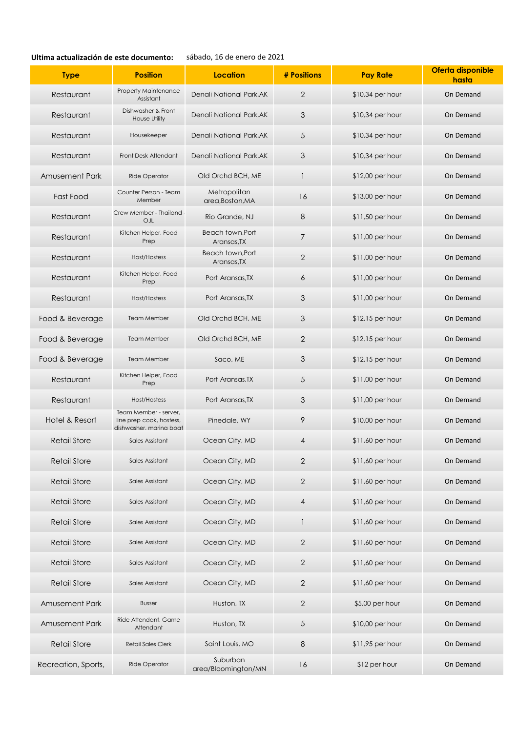**Ultima actualización de este documento:** sábado, 16 de enero de 2021

| Type | Position | Location | # Positions | Pay Rate | Oferta disponible hasta |
|---|---|---|---|---|---|
| Restaurant | Property Maintenance Assistant | Denali National Park,AK | 2 | $10,34 per hour | On Demand |
| Restaurant | Dishwasher & Front House Utility | Denali National Park,AK | 3 | $10,34 per hour | On Demand |
| Restaurant | Housekeeper | Denali National Park,AK | 5 | $10,34 per hour | On Demand |
| Restaurant | Front Desk Attendant | Denali National Park,AK | 3 | $10,34 per hour | On Demand |
| Amusement Park | Ride Operator | Old Orchd BCH, ME | 1 | $12,00 per hour | On Demand |
| Fast Food | Counter Person - Team Member | Metropolitan area,Boston,MA | 16 | $13,00 per hour | On Demand |
| Restaurant | Crew Member - Thailand OJL | Rio Grande, NJ | 8 | $11,50 per hour | On Demand |
| Restaurant | Kitchen Helper, Food Prep | Beach town,Port Aransas,TX | 7 | $11,00 per hour | On Demand |
| Restaurant | Host/Hostess | Beach town,Port Aransas,TX | 2 | $11,00 per hour | On Demand |
| Restaurant | Kitchen Helper, Food Prep | Port Aransas,TX | 6 | $11,00 per hour | On Demand |
| Restaurant | Host/Hostess | Port Aransas,TX | 3 | $11,00 per hour | On Demand |
| Food & Beverage | Team Member | Old Orchd BCH, ME | 3 | $12,15 per hour | On Demand |
| Food & Beverage | Team Member | Old Orchd BCH, ME | 2 | $12.15 per hour | On Demand |
| Food & Beverage | Team Member | Saco, ME | 3 | $12,15 per hour | On Demand |
| Restaurant | Kitchen Helper, Food Prep | Port Aransas,TX | 5 | $11,00 per hour | On Demand |
| Restaurant | Host/Hostess | Port Aransas,TX | 3 | $11,00 per hour | On Demand |
| Hotel & Resort | Team Member - server, line prep cook, hostess, dishwasher, marina boat | Pinedale, WY | 9 | $10,00 per hour | On Demand |
| Retail Store | Sales Assistant | Ocean City, MD | 4 | $11,60 per hour | On Demand |
| Retail Store | Sales Assistant | Ocean City, MD | 2 | $11,60 per hour | On Demand |
| Retail Store | Sales Assistant | Ocean City, MD | 2 | $11,60 per hour | On Demand |
| Retail Store | Sales Assistant | Ocean City, MD | 4 | $11,60 per hour | On Demand |
| Retail Store | Sales Assistant | Ocean City, MD | 1 | $11,60 per hour | On Demand |
| Retail Store | Sales Assistant | Ocean City, MD | 2 | $11,60 per hour | On Demand |
| Retail Store | Sales Assistant | Ocean City, MD | 2 | $11,60 per hour | On Demand |
| Retail Store | Sales Assistant | Ocean City, MD | 2 | $11,60 per hour | On Demand |
| Amusement Park | Busser | Huston, TX | 2 | $5.00 per hour | On Demand |
| Amusement Park | Ride Attendant, Game Attendant | Huston, TX | 5 | $10,00 per hour | On Demand |
| Retail Store | Retail Sales Clerk | Saint Louis, MO | 8 | $11,95 per hour | On Demand |
| Recreation, Sports, | Ride Operator | Suburban area/Bloomington/MN | 16 | $12 per hour | On Demand |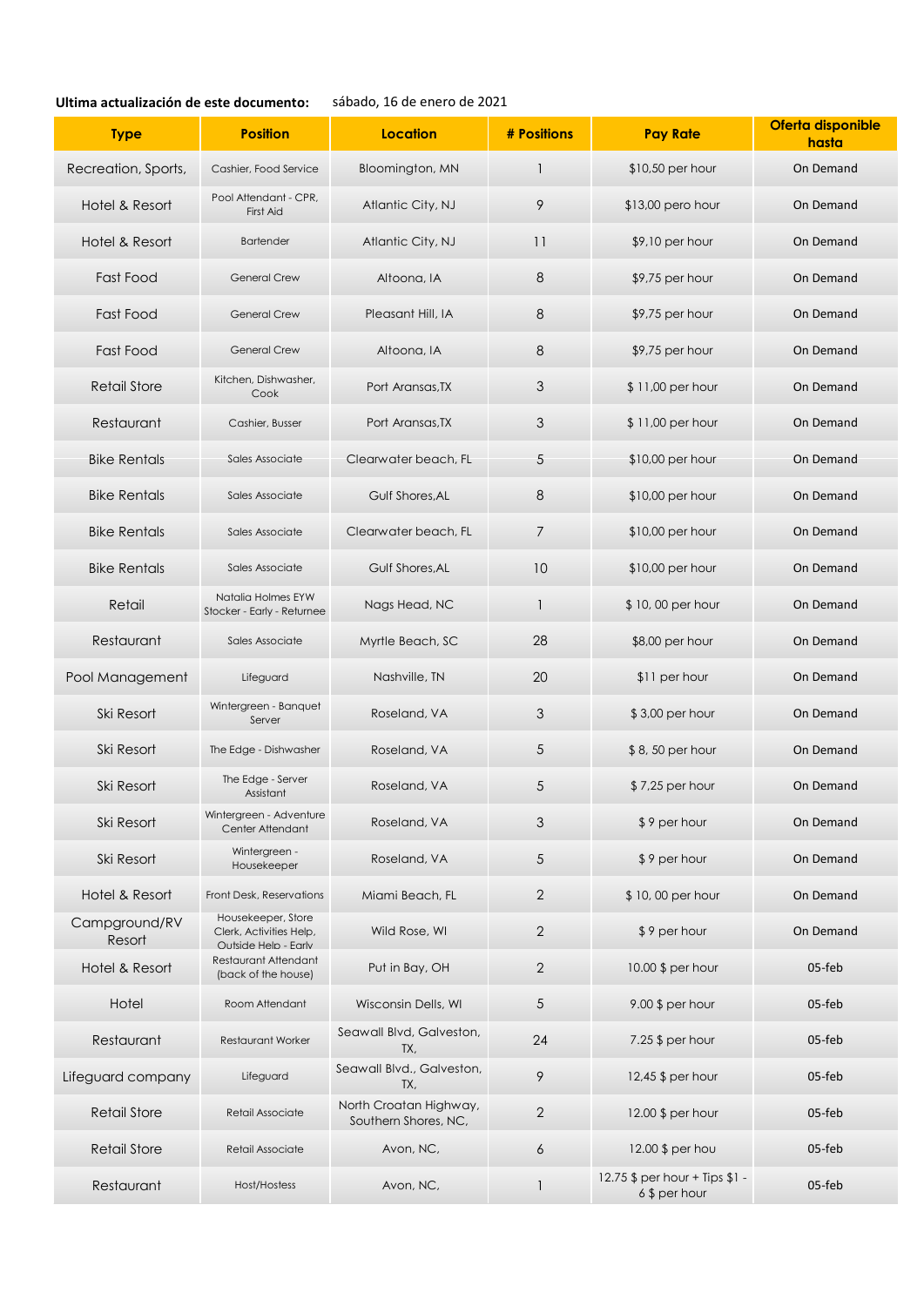**Ultima actualización de este documento:** sábado, 16 de enero de 2021

| Type | Position | Location | # Positions | Pay Rate | Oferta disponible hasta |
|---|---|---|---|---|---|
| Recreation, Sports, | Cashier, Food Service | Bloomington, MN | 1 | $10,50 per hour | On Demand |
| Hotel & Resort | Pool Attendant - CPR, First Aid | Atlantic City, NJ | 9 | $13,00 pero hour | On Demand |
| Hotel & Resort | Bartender | Atlantic City, NJ | 11 | $9,10 per hour | On Demand |
| Fast Food | General Crew | Altoona, IA | 8 | $9,75 per hour | On Demand |
| Fast Food | General Crew | Pleasant Hill, IA | 8 | $9,75 per hour | On Demand |
| Fast Food | General Crew | Altoona, IA | 8 | $9,75 per hour | On Demand |
| Retail Store | Kitchen, Dishwasher, Cook | Port Aransas,TX | 3 | $ 11,00 per hour | On Demand |
| Restaurant | Cashier, Busser | Port Aransas,TX | 3 | $ 11,00 per hour | On Demand |
| Bike Rentals | Sales Associate | Clearwater beach, FL | 5 | $10,00 per hour | On Demand |
| Bike Rentals | Sales Associate | Gulf Shores,AL | 8 | $10,00 per hour | On Demand |
| Bike Rentals | Sales Associate | Clearwater beach, FL | 7 | $10,00 per hour | On Demand |
| Bike Rentals | Sales Associate | Gulf Shores,AL | 10 | $10,00 per hour | On Demand |
| Retail | Natalia Holmes EYW Stocker - Early - Returnee | Nags Head, NC | 1 | $ 10, 00 per hour | On Demand |
| Restaurant | Sales Associate | Myrtle Beach, SC | 28 | $8,00 per hour | On Demand |
| Pool Management | Lifeguard | Nashville, TN | 20 | $11 per hour | On Demand |
| Ski Resort | Wintergreen - Banquet Server | Roseland, VA | 3 | $ 3,00 per hour | On Demand |
| Ski Resort | The Edge - Dishwasher | Roseland, VA | 5 | $ 8, 50 per hour | On Demand |
| Ski Resort | The Edge - Server Assistant | Roseland, VA | 5 | $ 7,25 per hour | On Demand |
| Ski Resort | Wintergreen - Adventure Center Attendant | Roseland, VA | 3 | $ 9 per hour | On Demand |
| Ski Resort | Wintergreen - Housekeeper | Roseland, VA | 5 | $ 9 per hour | On Demand |
| Hotel & Resort | Front Desk, Reservations | Miami Beach, FL | 2 | $ 10, 00 per hour | On Demand |
| Campground/RV Resort | Housekeeper, Store Clerk, Activities Help, Outside Help - Early | Wild Rose, WI | 2 | $ 9 per hour | On Demand |
| Hotel & Resort | Restaurant Attendant (back of the house) | Put in Bay, OH | 2 | 10.00 $ per hour | 05-feb |
| Hotel | Room Attendant | Wisconsin Dells, WI | 5 | 9.00 $ per hour | 05-feb |
| Restaurant | Restaurant Worker | Seawall Blvd, Galveston, TX, | 24 | 7.25 $ per hour | 05-feb |
| Lifeguard company | Lifeguard | Seawall Blvd., Galveston, TX, | 9 | 12,45 $ per hour | 05-feb |
| Retail Store | Retail Associate | North Croatan Highway, Southern Shores, NC, | 2 | 12.00 $ per hour | 05-feb |
| Retail Store | Retail Associate | Avon, NC, | 6 | 12.00 $ per hou | 05-feb |
| Restaurant | Host/Hostess | Avon, NC, | 1 | 12.75 $ per hour + Tips $1 - 6 $ per hour | 05-feb |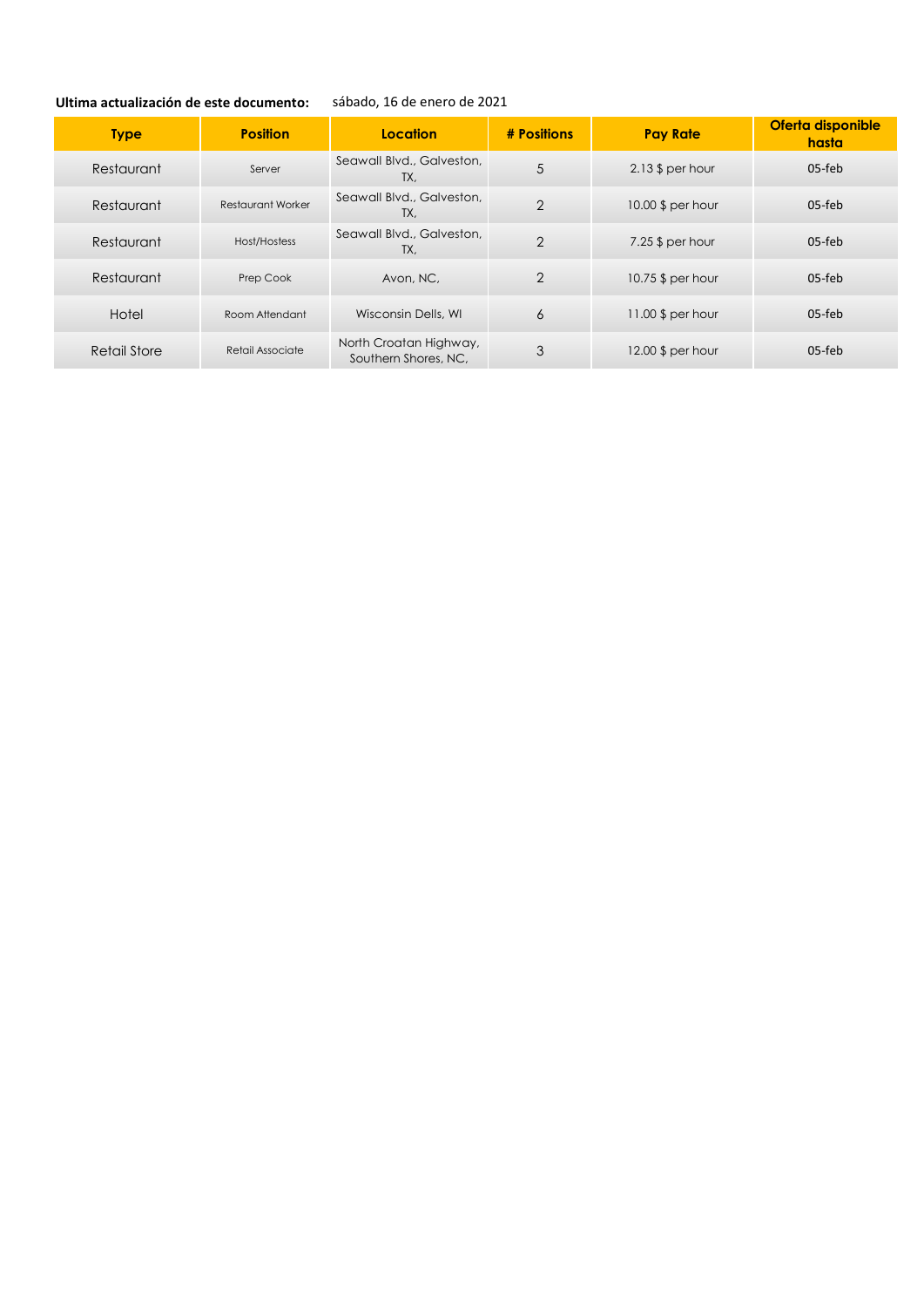**Ultima actualización de este documento:** sábado, 16 de enero de 2021

| Type | Position | Location | # Positions | Pay Rate | Oferta disponible hasta |
|---|---|---|---|---|---|
| Restaurant | Server | Seawall Blvd., Galveston, TX, | 5 | 2.13 $ per hour | 05-feb |
| Restaurant | Restaurant Worker | Seawall Blvd., Galveston, TX, | 2 | 10.00 $ per hour | 05-feb |
| Restaurant | Host/Hostess | Seawall Blvd., Galveston, TX, | 2 | 7.25 $ per hour | 05-feb |
| Restaurant | Prep Cook | Avon, NC, | 2 | 10.75 $ per hour | 05-feb |
| Hotel | Room Attendant | Wisconsin Dells, WI | 6 | 11.00 $ per hour | 05-feb |
| Retail Store | Retail Associate | North Croatan Highway, Southern Shores, NC, | 3 | 12.00 $ per hour | 05-feb |